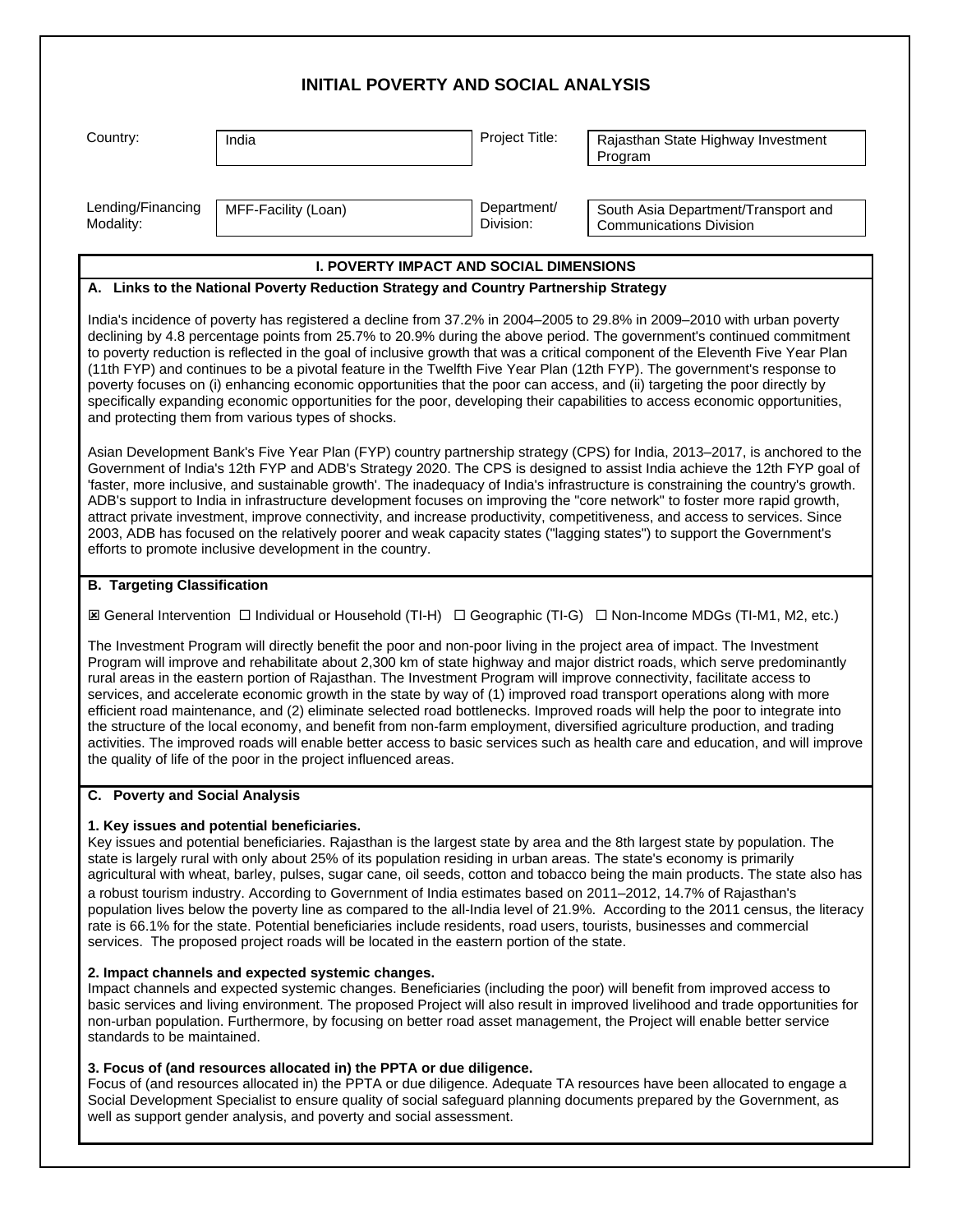# INITIAL POVERTY AND SOCIAL ANALYSIS

| Country: | India | Project Title: | Rajasthan State Highway Investment Program |
|---|---|---|---|
| Lending/Financing Modality: | MFF-Facility (Loan) | Department/ Division: | South Asia Department/Transport and Communications Division |

## I. POVERTY IMPACT AND SOCIAL DIMENSIONS

### A. Links to the National Poverty Reduction Strategy and Country Partnership Strategy

India's incidence of poverty has registered a decline from 37.2% in 2004–2005 to 29.8% in 2009–2010 with urban poverty declining by 4.8 percentage points from 25.7% to 20.9% during the above period. The government's continued commitment to poverty reduction is reflected in the goal of inclusive growth that was a critical component of the Eleventh Five Year Plan (11th FYP) and continues to be a pivotal feature in the Twelfth Five Year Plan (12th FYP). The government's response to poverty focuses on (i) enhancing economic opportunities that the poor can access, and (ii) targeting the poor directly by specifically expanding economic opportunities for the poor, developing their capabilities to access economic opportunities, and protecting them from various types of shocks.

Asian Development Bank's Five Year Plan (FYP) country partnership strategy (CPS) for India, 2013–2017, is anchored to the Government of India's 12th FYP and ADB's Strategy 2020. The CPS is designed to assist India achieve the 12th FYP goal of 'faster, more inclusive, and sustainable growth'. The inadequacy of India's infrastructure is constraining the country's growth. ADB's support to India in infrastructure development focuses on improving the "core network" to foster more rapid growth, attract private investment, improve connectivity, and increase productivity, competitiveness, and access to services. Since 2003, ADB has focused on the relatively poorer and weak capacity states ("lagging states") to support the Government's efforts to promote inclusive development in the country.

### B. Targeting Classification

☒ General Intervention ☐ Individual or Household (TI-H) ☐ Geographic (TI-G) ☐ Non-Income MDGs (TI-M1, M2, etc.)

The Investment Program will directly benefit the poor and non-poor living in the project area of impact. The Investment Program will improve and rehabilitate about 2,300 km of state highway and major district roads, which serve predominantly rural areas in the eastern portion of Rajasthan. The Investment Program will improve connectivity, facilitate access to services, and accelerate economic growth in the state by way of (1) improved road transport operations along with more efficient road maintenance, and (2) eliminate selected road bottlenecks. Improved roads will help the poor to integrate into the structure of the local economy, and benefit from non-farm employment, diversified agriculture production, and trading activities. The improved roads will enable better access to basic services such as health care and education, and will improve the quality of life of the poor in the project influenced areas.

### C. Poverty and Social Analysis

**1. Key issues and potential beneficiaries.**
Key issues and potential beneficiaries. Rajasthan is the largest state by area and the 8th largest state by population. The state is largely rural with only about 25% of its population residing in urban areas. The state's economy is primarily agricultural with wheat, barley, pulses, sugar cane, oil seeds, cotton and tobacco being the main products. The state also has a robust tourism industry. According to Government of India estimates based on 2011–2012, 14.7% of Rajasthan's population lives below the poverty line as compared to the all-India level of 21.9%. According to the 2011 census, the literacy rate is 66.1% for the state. Potential beneficiaries include residents, road users, tourists, businesses and commercial services. The proposed project roads will be located in the eastern portion of the state.

**2. Impact channels and expected systemic changes.**
Impact channels and expected systemic changes. Beneficiaries (including the poor) will benefit from improved access to basic services and living environment. The proposed Project will also result in improved livelihood and trade opportunities for non-urban population. Furthermore, by focusing on better road asset management, the Project will enable better service standards to be maintained.

**3. Focus of (and resources allocated in) the PPTA or due diligence.**
Focus of (and resources allocated in) the PPTA or due diligence. Adequate TA resources have been allocated to engage a Social Development Specialist to ensure quality of social safeguard planning documents prepared by the Government, as well as support gender analysis, and poverty and social assessment.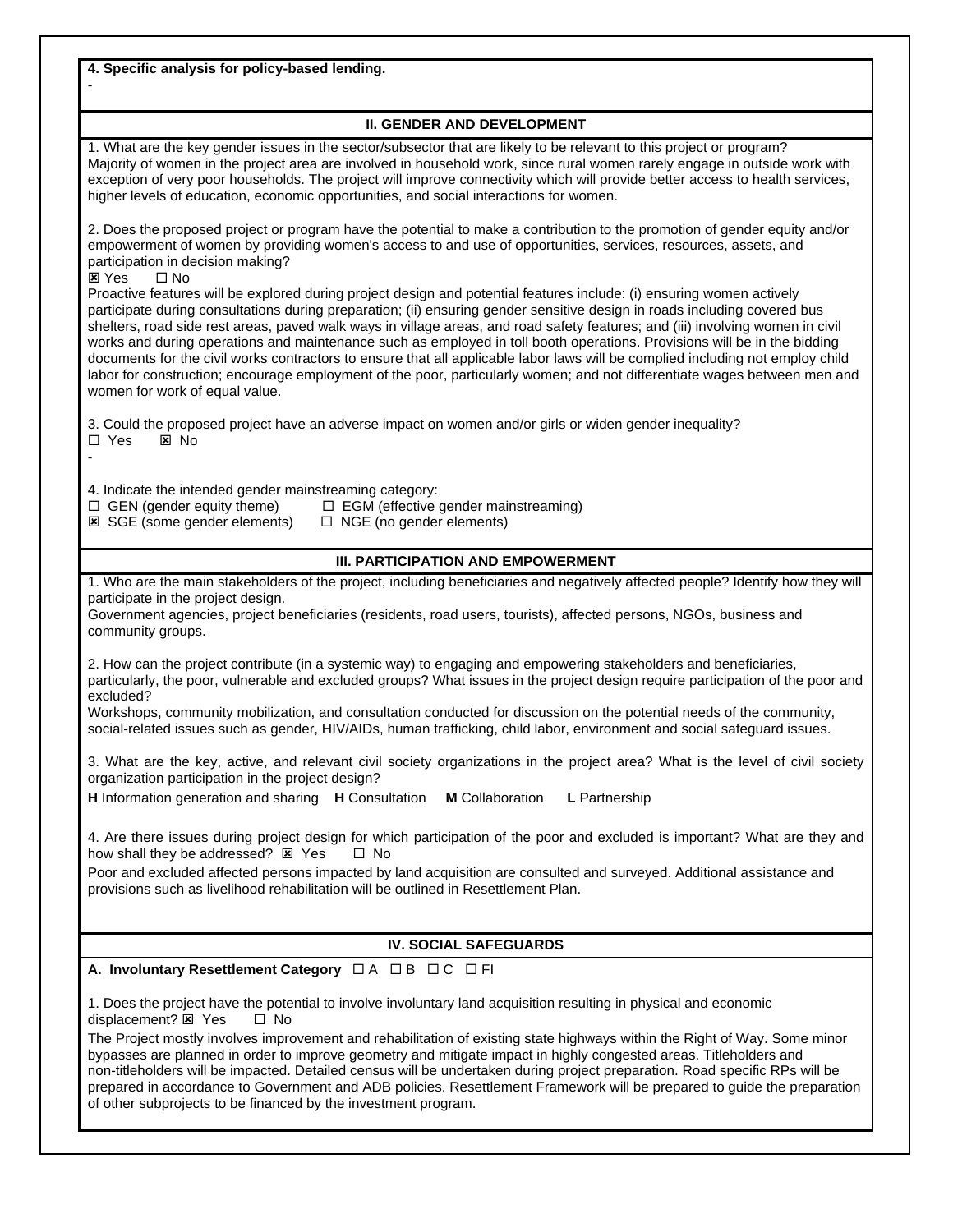**4. Specific analysis for policy-based lending.**

-

## II. GENDER AND DEVELOPMENT

1. What are the key gender issues in the sector/subsector that are likely to be relevant to this project or program?
Majority of women in the project area are involved in household work, since rural women rarely engage in outside work with exception of very poor households. The project will improve connectivity which will provide better access to health services, higher levels of education, economic opportunities, and social interactions for women.

2. Does the proposed project or program have the potential to make a contribution to the promotion of gender equity and/or empowerment of women by providing women's access to and use of opportunities, services, resources, assets, and participation in decision making?
☒ Yes ☐ No
Proactive features will be explored during project design and potential features include: (i) ensuring women actively participate during consultations during preparation; (ii) ensuring gender sensitive design in roads including covered bus shelters, road side rest areas, paved walk ways in village areas, and road safety features; and (iii) involving women in civil works and during operations and maintenance such as employed in toll booth operations. Provisions will be in the bidding documents for the civil works contractors to ensure that all applicable labor laws will be complied including not employ child labor for construction; encourage employment of the poor, particularly women; and not differentiate wages between men and women for work of equal value.

3. Could the proposed project have an adverse impact on women and/or girls or widen gender inequality?
☐ Yes ☒ No
-

4. Indicate the intended gender mainstreaming category:
☐ GEN (gender equity theme) ☐ EGM (effective gender mainstreaming)
☒ SGE (some gender elements) ☐ NGE (no gender elements)

## III. PARTICIPATION AND EMPOWERMENT

1. Who are the main stakeholders of the project, including beneficiaries and negatively affected people? Identify how they will participate in the project design.
Government agencies, project beneficiaries (residents, road users, tourists), affected persons, NGOs, business and community groups.

2. How can the project contribute (in a systemic way) to engaging and empowering stakeholders and beneficiaries, particularly, the poor, vulnerable and excluded groups? What issues in the project design require participation of the poor and excluded?
Workshops, community mobilization, and consultation conducted for discussion on the potential needs of the community, social-related issues such as gender, HIV/AIDs, human trafficking, child labor, environment and social safeguard issues.

3. What are the key, active, and relevant civil society organizations in the project area? What is the level of civil society organization participation in the project design?
**H** Information generation and sharing **H** Consultation **M** Collaboration **L** Partnership

4. Are there issues during project design for which participation of the poor and excluded is important? What are they and how shall they be addressed? ☒ Yes ☐ No
Poor and excluded affected persons impacted by land acquisition are consulted and surveyed. Additional assistance and provisions such as livelihood rehabilitation will be outlined in Resettlement Plan.

## IV. SOCIAL SAFEGUARDS

**A. Involuntary Resettlement Category** ☐ A ☐ B ☐ C ☐ FI

1. Does the project have the potential to involve involuntary land acquisition resulting in physical and economic displacement? ☒ Yes ☐ No
The Project mostly involves improvement and rehabilitation of existing state highways within the Right of Way. Some minor bypasses are planned in order to improve geometry and mitigate impact in highly congested areas. Titleholders and non-titleholders will be impacted. Detailed census will be undertaken during project preparation. Road specific RPs will be prepared in accordance to Government and ADB policies. Resettlement Framework will be prepared to guide the preparation of other subprojects to be financed by the investment program.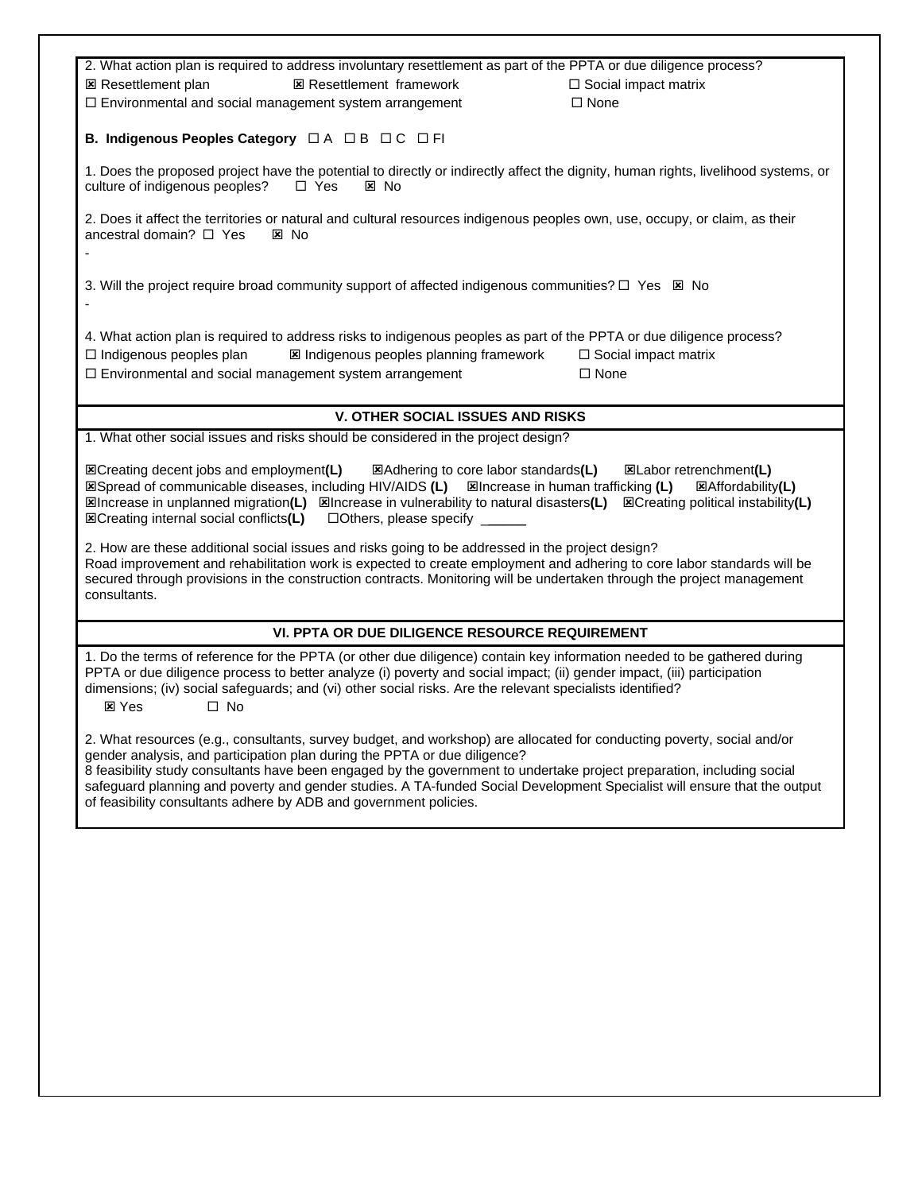2. What action plan is required to address involuntary resettlement as part of the PPTA or due diligence process?

☒ Resettlement plan ☒ Resettlement framework ☐ Social impact matrix
☐ Environmental and social management system arrangement ☐ None

**B. Indigenous Peoples Category** ☐ A ☐ B ☐ C ☐ FI

1. Does the proposed project have the potential to directly or indirectly affect the dignity, human rights, livelihood systems, or culture of indigenous peoples? ☐ Yes ☒ No

2. Does it affect the territories or natural and cultural resources indigenous peoples own, use, occupy, or claim, as their ancestral domain? ☐ Yes ☒ No

-

3. Will the project require broad community support of affected indigenous communities? ☐ Yes ☒ No

-

4. What action plan is required to address risks to indigenous peoples as part of the PPTA or due diligence process?

☐ Indigenous peoples plan ☒ Indigenous peoples planning framework ☐ Social impact matrix
☐ Environmental and social management system arrangement ☐ None

## V. OTHER SOCIAL ISSUES AND RISKS

1. What other social issues and risks should be considered in the project design?

☒Creating decent jobs and employment**(L)** ☒Adhering to core labor standards**(L)** ☒Labor retrenchment**(L)**
☒Spread of communicable diseases, including HIV/AIDS **(L)** ☒Increase in human trafficking **(L)** ☒Affordability**(L)**
☒Increase in unplanned migration**(L)** ☒Increase in vulnerability to natural disasters**(L)** ☒Creating political instability**(L)**
☒Creating internal social conflicts**(L)** ☐Others, please specify ______

2. How are these additional social issues and risks going to be addressed in the project design?
Road improvement and rehabilitation work is expected to create employment and adhering to core labor standards will be secured through provisions in the construction contracts. Monitoring will be undertaken through the project management consultants.

## VI. PPTA OR DUE DILIGENCE RESOURCE REQUIREMENT

1. Do the terms of reference for the PPTA (or other due diligence) contain key information needed to be gathered during PPTA or due diligence process to better analyze (i) poverty and social impact; (ii) gender impact, (iii) participation dimensions; (iv) social safeguards; and (vi) other social risks. Are the relevant specialists identified?

☒ Yes ☐ No

2. What resources (e.g., consultants, survey budget, and workshop) are allocated for conducting poverty, social and/or gender analysis, and participation plan during the PPTA or due diligence?
8 feasibility study consultants have been engaged by the government to undertake project preparation, including social safeguard planning and poverty and gender studies. A TA-funded Social Development Specialist will ensure that the output of feasibility consultants adhere by ADB and government policies.